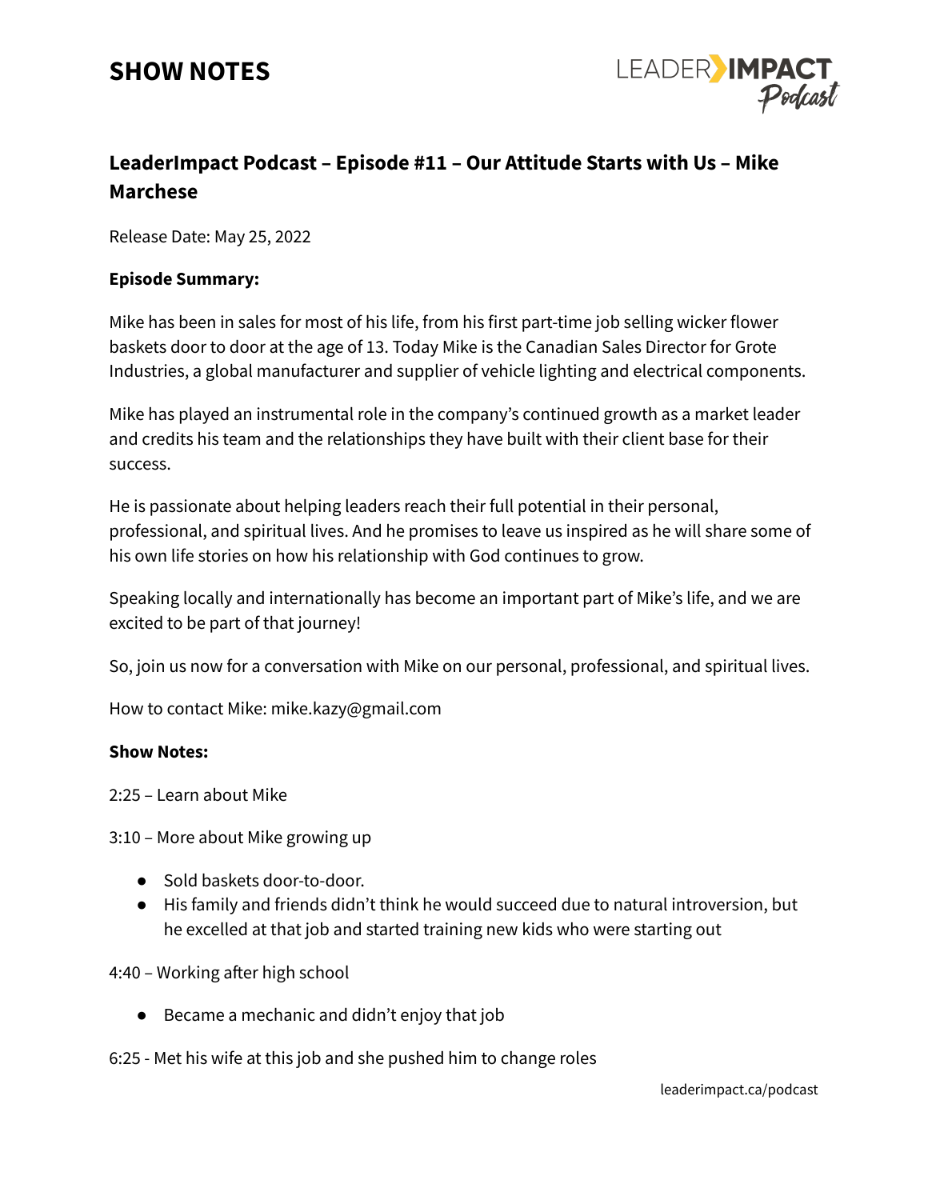# SHOW NOTES

## LeaderImpact Podcast – Episode #11 – Our Attitude Starts with Us – Mike Marchese

Release Date: May 25, 2022

**Episode Summary:**

Mike has been in sales for most of his life, from his first part-time job selling wicker flower baskets door to door at the age of 13. Today Mike is the Canadian Sales Director for Grote Industries, a global manufacturer and supplier of vehicle lighting and electrical components.

Mike has played an instrumental role in the company's continued growth as a market leader and credits his team and the relationships they have built with their client base for their success.

He is passionate about helping leaders reach their full potential in their personal, professional, and spiritual lives. And he promises to leave us inspired as he will share some of his own life stories on how his relationship with God continues to grow.

Speaking locally and internationally has become an important part of Mike's life, and we are excited to be part of that journey!

So, join us now for a conversation with Mike on our personal, professional, and spiritual lives.

How to contact Mike: mike.kazy@gmail.com

**Show Notes:**

2:25 – Learn about Mike

3:10 – More about Mike growing up

- Sold baskets door-to-door.
- His family and friends didn't think he would succeed due to natural introversion, but he excelled at that job and started training new kids who were starting out

4:40 – Working after high school

- Became a mechanic and didn't enjoy that job

6:25 - Met his wife at this job and she pushed him to change roles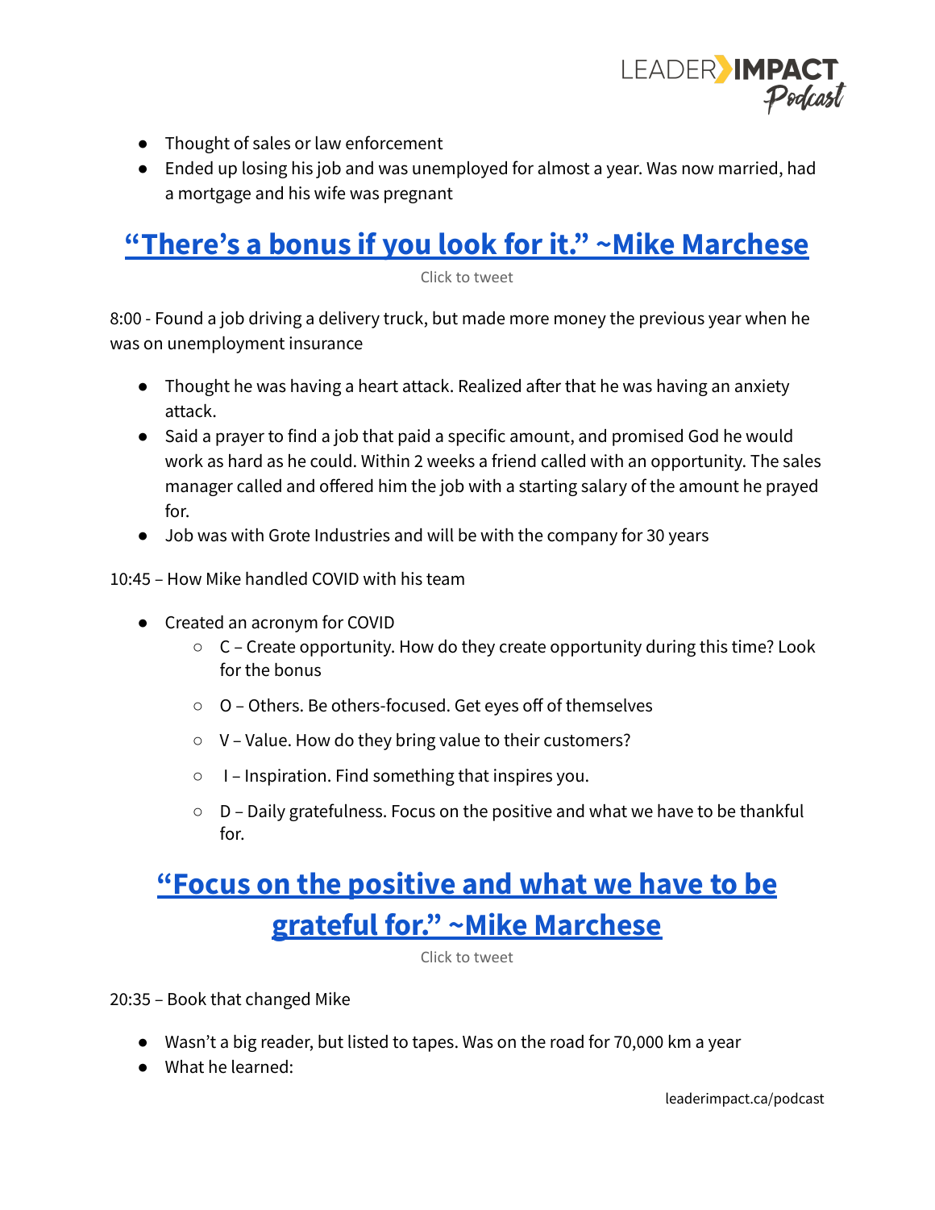- Thought of sales or law enforcement
- Ended up losing his job and was unemployed for almost a year. Was now married, had a mortgage and his wife was pregnant

## [“There’s a bonus if you look for it.” ~Mike Marchese]

Click to tweet

8:00 - Found a job driving a delivery truck, but made more money the previous year when he was on unemployment insurance

- Thought he was having a heart attack. Realized after that he was having an anxiety attack.
- Said a prayer to find a job that paid a specific amount, and promised God he would work as hard as he could. Within 2 weeks a friend called with an opportunity. The sales manager called and offered him the job with a starting salary of the amount he prayed for.
- Job was with Grote Industries and will be with the company for 30 years

10:45 – How Mike handled COVID with his team

- Created an acronym for COVID
  - C – Create opportunity. How do they create opportunity during this time? Look for the bonus
  - O – Others. Be others-focused. Get eyes off of themselves
  - V – Value. How do they bring value to their customers?
  - I – Inspiration. Find something that inspires you.
  - D – Daily gratefulness. Focus on the positive and what we have to be thankful for.

## [“Focus on the positive and what we have to be grateful for.” ~Mike Marchese]

Click to tweet

20:35 – Book that changed Mike

- Wasn’t a big reader, but listed to tapes. Was on the road for 70,000 km a year
- What he learned: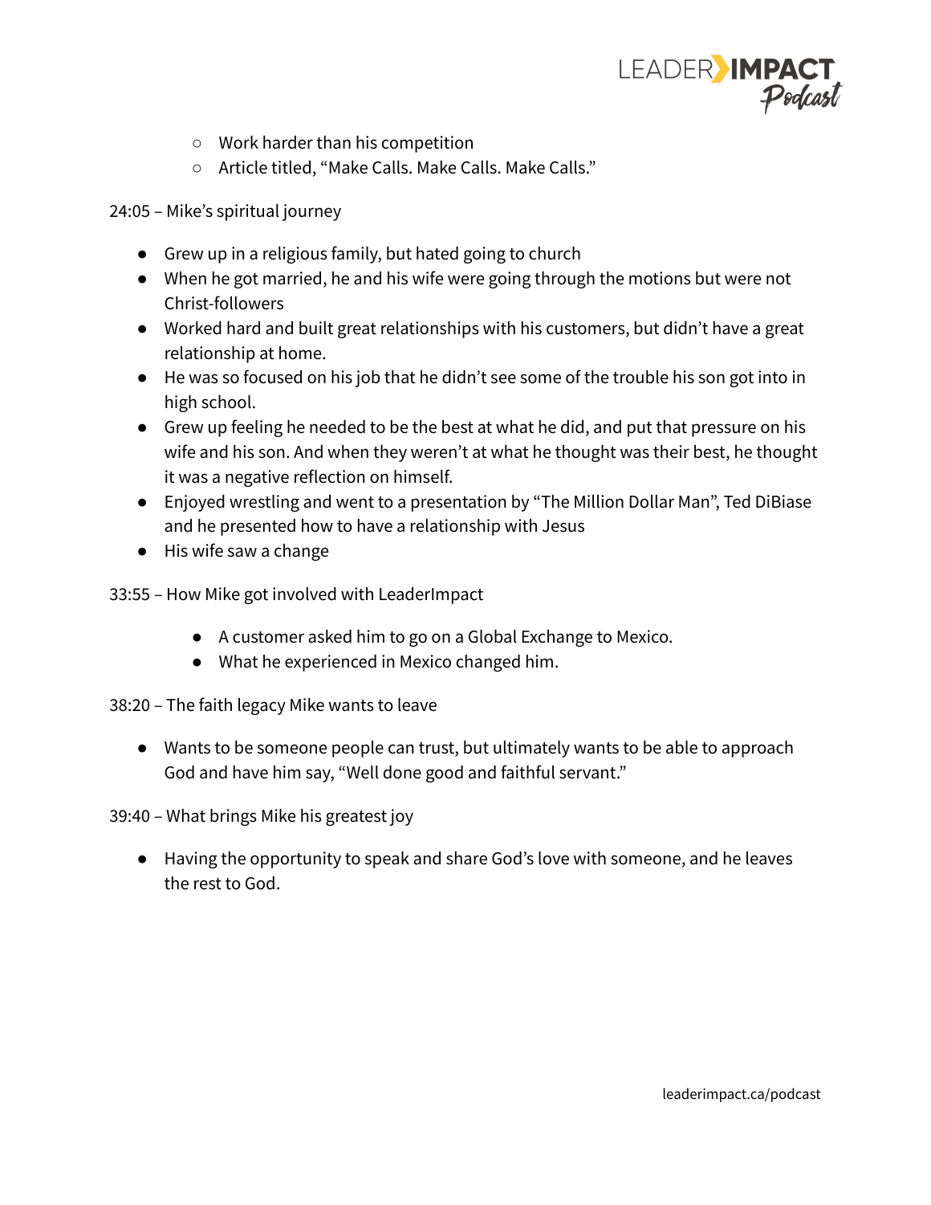- Work harder than his competition
    - Article titled, “Make Calls. Make Calls. Make Calls.”

24:05 – Mike’s spiritual journey

- Grew up in a religious family, but hated going to church
- When he got married, he and his wife were going through the motions but were not Christ-followers
- Worked hard and built great relationships with his customers, but didn’t have a great relationship at home.
- He was so focused on his job that he didn’t see some of the trouble his son got into in high school.
- Grew up feeling he needed to be the best at what he did, and put that pressure on his wife and his son. And when they weren’t at what he thought was their best, he thought it was a negative reflection on himself.
- Enjoyed wrestling and went to a presentation by “The Million Dollar Man”, Ted DiBiase and he presented how to have a relationship with Jesus
- His wife saw a change

33:55 – How Mike got involved with LeaderImpact

- A customer asked him to go on a Global Exchange to Mexico.
- What he experienced in Mexico changed him.

38:20 – The faith legacy Mike wants to leave

- Wants to be someone people can trust, but ultimately wants to be able to approach God and have him say, “Well done good and faithful servant.”

39:40 – What brings Mike his greatest joy

- Having the opportunity to speak and share God’s love with someone, and he leaves the rest to God.